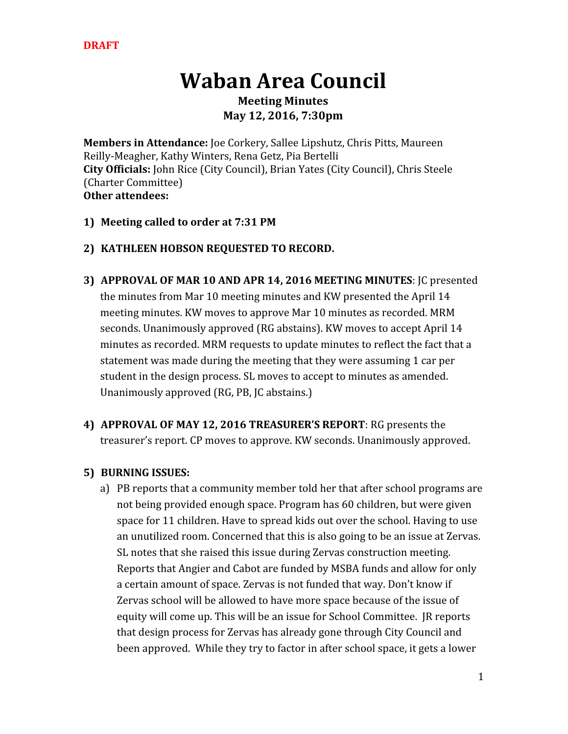**DRAFT**

# Waban Area Council

### Meeting Minutes
### May 12, 2016, 7:30pm

**Members in Attendance:** Joe Corkery, Sallee Lipshutz, Chris Pitts, Maureen Reilly-Meagher, Kathy Winters, Rena Getz, Pia Bertelli
**City Officials:** John Rice (City Council), Brian Yates (City Council), Chris Steele (Charter Committee)
**Other attendees:**

1) **Meeting called to order at 7:31 PM**

2) **KATHLEEN HOBSON REQUESTED TO RECORD.**

3) **APPROVAL OF MAR 10 AND APR 14, 2016 MEETING MINUTES**: JC presented the minutes from Mar 10 meeting minutes and KW presented the April 14 meeting minutes. KW moves to approve Mar 10 minutes as recorded. MRM seconds. Unanimously approved (RG abstains). KW moves to accept April 14 minutes as recorded. MRM requests to update minutes to reflect the fact that a statement was made during the meeting that they were assuming 1 car per student in the design process. SL moves to accept to minutes as amended. Unanimously approved (RG, PB, JC abstains.)

4) **APPROVAL OF MAY 12, 2016 TREASURER'S REPORT**: RG presents the treasurer's report. CP moves to approve. KW seconds. Unanimously approved.

5) **BURNING ISSUES:**
   a) PB reports that a community member told her that after school programs are not being provided enough space. Program has 60 children, but were given space for 11 children. Have to spread kids out over the school. Having to use an unutilized room. Concerned that this is also going to be an issue at Zervas. SL notes that she raised this issue during Zervas construction meeting. Reports that Angier and Cabot are funded by MSBA funds and allow for only a certain amount of space. Zervas is not funded that way. Don't know if Zervas school will be allowed to have more space because of the issue of equity will come up. This will be an issue for School Committee. JR reports that design process for Zervas has already gone through City Council and been approved. While they try to factor in after school space, it gets a lower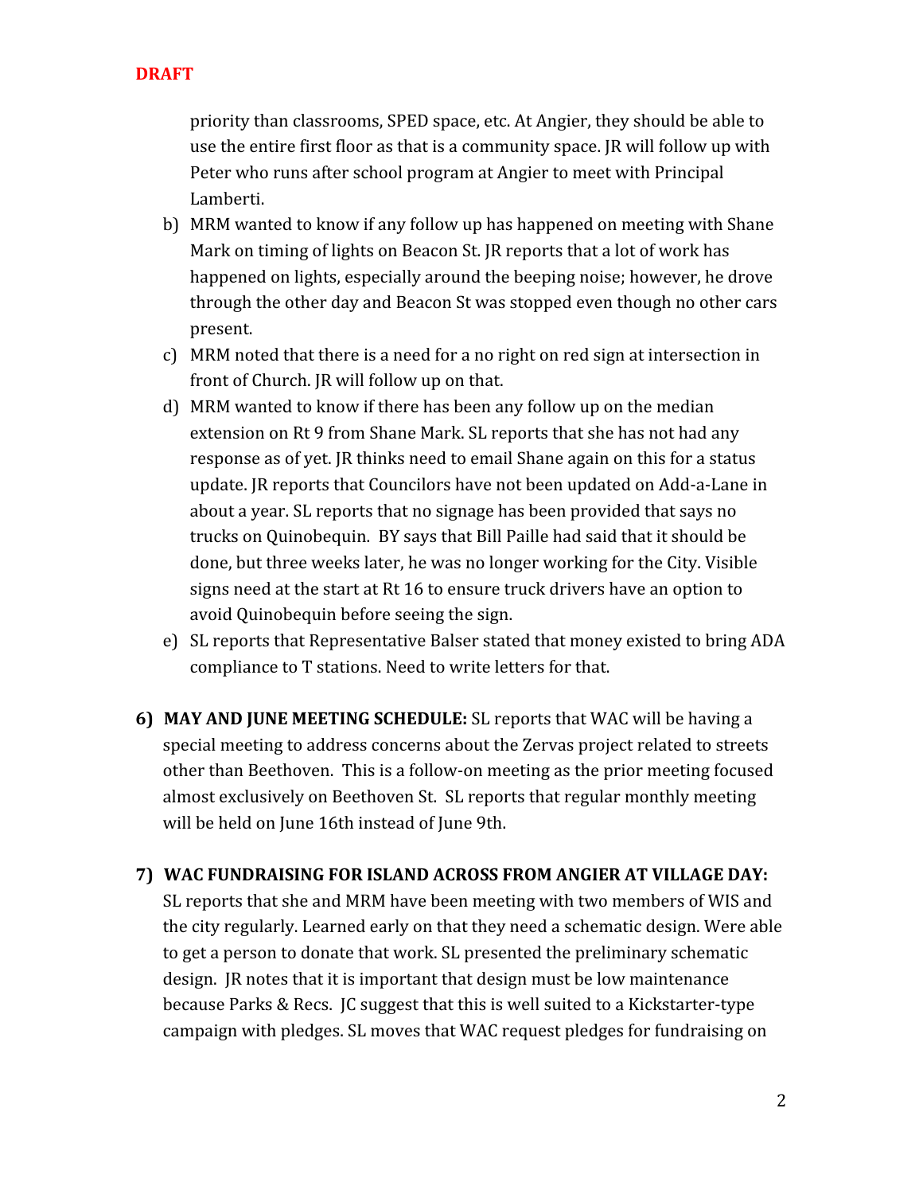**DRAFT**

priority than classrooms, SPED space, etc. At Angier, they should be able to use the entire first floor as that is a community space. JR will follow up with Peter who runs after school program at Angier to meet with Principal Lamberti.

b) MRM wanted to know if any follow up has happened on meeting with Shane Mark on timing of lights on Beacon St. JR reports that a lot of work has happened on lights, especially around the beeping noise; however, he drove through the other day and Beacon St was stopped even though no other cars present.

c) MRM noted that there is a need for a no right on red sign at intersection in front of Church. JR will follow up on that.

d) MRM wanted to know if there has been any follow up on the median extension on Rt 9 from Shane Mark. SL reports that she has not had any response as of yet. JR thinks need to email Shane again on this for a status update. JR reports that Councilors have not been updated on Add-a-Lane in about a year. SL reports that no signage has been provided that says no trucks on Quinobequin. BY says that Bill Paille had said that it should be done, but three weeks later, he was no longer working for the City. Visible signs need at the start at Rt 16 to ensure truck drivers have an option to avoid Quinobequin before seeing the sign.

e) SL reports that Representative Balser stated that money existed to bring ADA compliance to T stations. Need to write letters for that.

6) **MAY AND JUNE MEETING SCHEDULE:** SL reports that WAC will be having a special meeting to address concerns about the Zervas project related to streets other than Beethoven. This is a follow-on meeting as the prior meeting focused almost exclusively on Beethoven St. SL reports that regular monthly meeting will be held on June 16th instead of June 9th.

7) **WAC FUNDRAISING FOR ISLAND ACROSS FROM ANGIER AT VILLAGE DAY:** SL reports that she and MRM have been meeting with two members of WIS and the city regularly. Learned early on that they need a schematic design. Were able to get a person to donate that work. SL presented the preliminary schematic design. JR notes that it is important that design must be low maintenance because Parks & Recs. JC suggest that this is well suited to a Kickstarter-type campaign with pledges. SL moves that WAC request pledges for fundraising on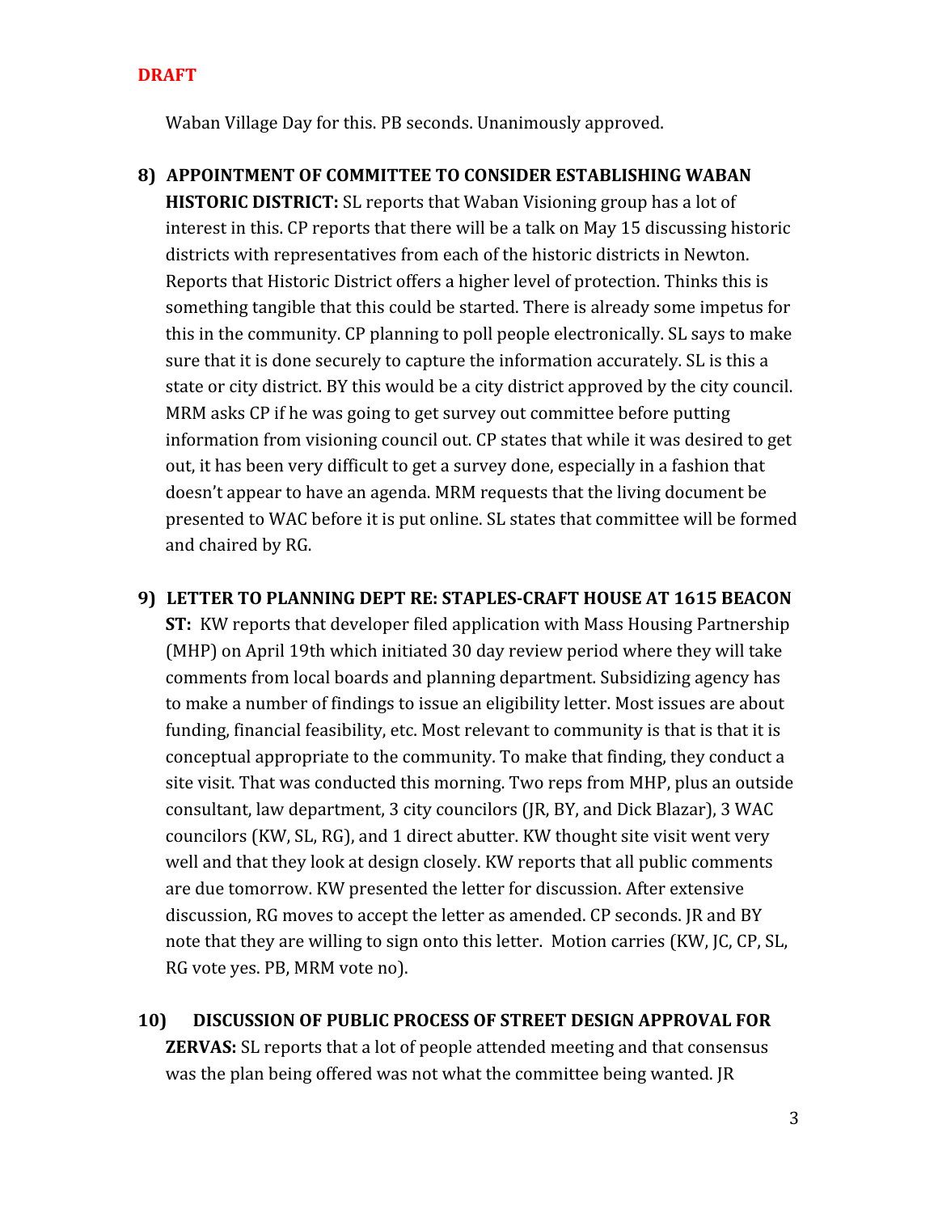**DRAFT**

Waban Village Day for this. PB seconds. Unanimously approved.

8) **APPOINTMENT OF COMMITTEE TO CONSIDER ESTABLISHING WABAN HISTORIC DISTRICT:** SL reports that Waban Visioning group has a lot of interest in this. CP reports that there will be a talk on May 15 discussing historic districts with representatives from each of the historic districts in Newton. Reports that Historic District offers a higher level of protection. Thinks this is something tangible that this could be started. There is already some impetus for this in the community. CP planning to poll people electronically. SL says to make sure that it is done securely to capture the information accurately. SL is this a state or city district. BY this would be a city district approved by the city council. MRM asks CP if he was going to get survey out committee before putting information from visioning council out. CP states that while it was desired to get out, it has been very difficult to get a survey done, especially in a fashion that doesn't appear to have an agenda. MRM requests that the living document be presented to WAC before it is put online. SL states that committee will be formed and chaired by RG.

9) **LETTER TO PLANNING DEPT RE: STAPLES-CRAFT HOUSE AT 1615 BEACON ST:** KW reports that developer filed application with Mass Housing Partnership (MHP) on April 19th which initiated 30 day review period where they will take comments from local boards and planning department. Subsidizing agency has to make a number of findings to issue an eligibility letter. Most issues are about funding, financial feasibility, etc. Most relevant to community is that is that it is conceptual appropriate to the community. To make that finding, they conduct a site visit. That was conducted this morning. Two reps from MHP, plus an outside consultant, law department, 3 city councilors (JR, BY, and Dick Blazar), 3 WAC councilors (KW, SL, RG), and 1 direct abutter. KW thought site visit went very well and that they look at design closely. KW reports that all public comments are due tomorrow. KW presented the letter for discussion. After extensive discussion, RG moves to accept the letter as amended. CP seconds. JR and BY note that they are willing to sign onto this letter. Motion carries (KW, JC, CP, SL, RG vote yes. PB, MRM vote no).

10) **DISCUSSION OF PUBLIC PROCESS OF STREET DESIGN APPROVAL FOR ZERVAS:** SL reports that a lot of people attended meeting and that consensus was the plan being offered was not what the committee being wanted. JR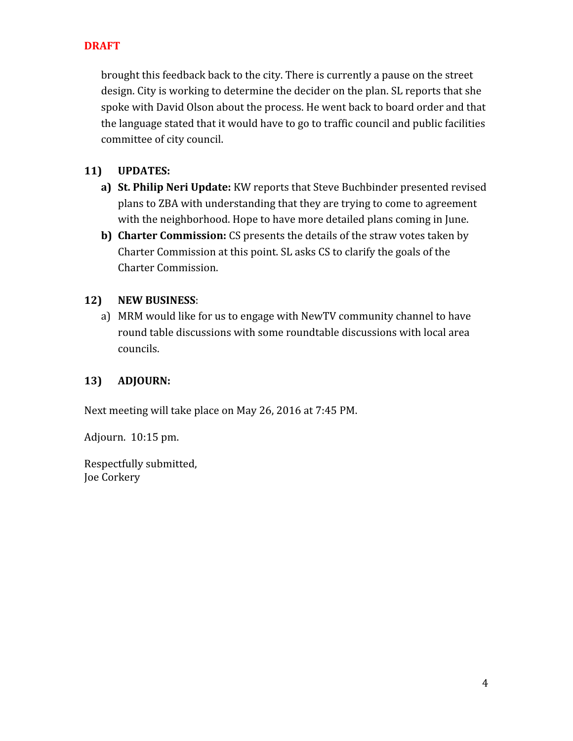**DRAFT**

brought this feedback back to the city. There is currently a pause on the street design. City is working to determine the decider on the plan. SL reports that she spoke with David Olson about the process. He went back to board order and that the language stated that it would have to go to traffic council and public facilities committee of city council.

**11) UPDATES:**

**a) St. Philip Neri Update:** KW reports that Steve Buchbinder presented revised plans to ZBA with understanding that they are trying to come to agreement with the neighborhood. Hope to have more detailed plans coming in June.

**b) Charter Commission:** CS presents the details of the straw votes taken by Charter Commission at this point. SL asks CS to clarify the goals of the Charter Commission.

**12) NEW BUSINESS**:

a) MRM would like for us to engage with NewTV community channel to have round table discussions with some roundtable discussions with local area councils.

**13) ADJOURN:**

Next meeting will take place on May 26, 2016 at 7:45 PM.

Adjourn. 10:15 pm.

Respectfully submitted,
Joe Corkery